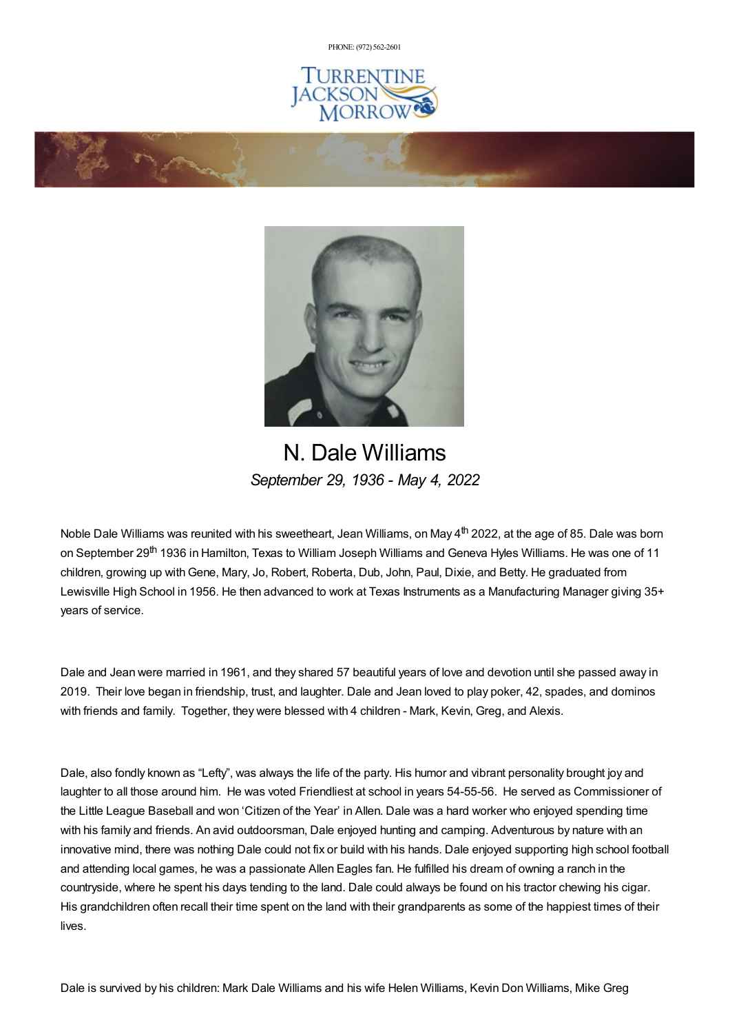PHONE: (972) 562-2601

TURRENTINE JACKSON MORROW

# N. Dale Williams

*September 29, 1936 - May 4, 2022*

Noble Dale Williams was reunited with his sweetheart, Jean Williams, on May 4th 2022, at the age of 85. Dale was born on September 29th 1936 in Hamilton, Texas to William Joseph Williams and Geneva Hyles Williams. He was one of 11 children, growing up with Gene, Mary, Jo, Robert, Roberta, Dub, John, Paul, Dixie, and Betty. He graduated from Lewisville High School in 1956. He then advanced to work at Texas Instruments as a Manufacturing Manager giving 35+ years of service.

Dale and Jean were married in 1961, and they shared 57 beautiful years of love and devotion until she passed away in 2019. Their love began in friendship, trust, and laughter. Dale and Jean loved to play poker, 42, spades, and dominos with friends and family. Together, they were blessed with 4 children - Mark, Kevin, Greg, and Alexis.

Dale, also fondly known as "Lefty", was always the life of the party. His humor and vibrant personality brought joy and laughter to all those around him. He was voted Friendliest at school in years 54-55-56. He served as Commissioner of the Little League Baseball and won 'Citizen of the Year' in Allen. Dale was a hard worker who enjoyed spending time with his family and friends. An avid outdoorsman, Dale enjoyed hunting and camping. Adventurous by nature with an innovative mind, there was nothing Dale could not fix or build with his hands. Dale enjoyed supporting high school football and attending local games, he was a passionate Allen Eagles fan. He fulfilled his dream of owning a ranch in the countryside, where he spent his days tending to the land. Dale could always be found on his tractor chewing his cigar. His grandchildren often recall their time spent on the land with their grandparents as some of the happiest times of their lives.

Dale is survived by his children: Mark Dale Williams and his wife Helen Williams, Kevin Don Williams, Mike Greg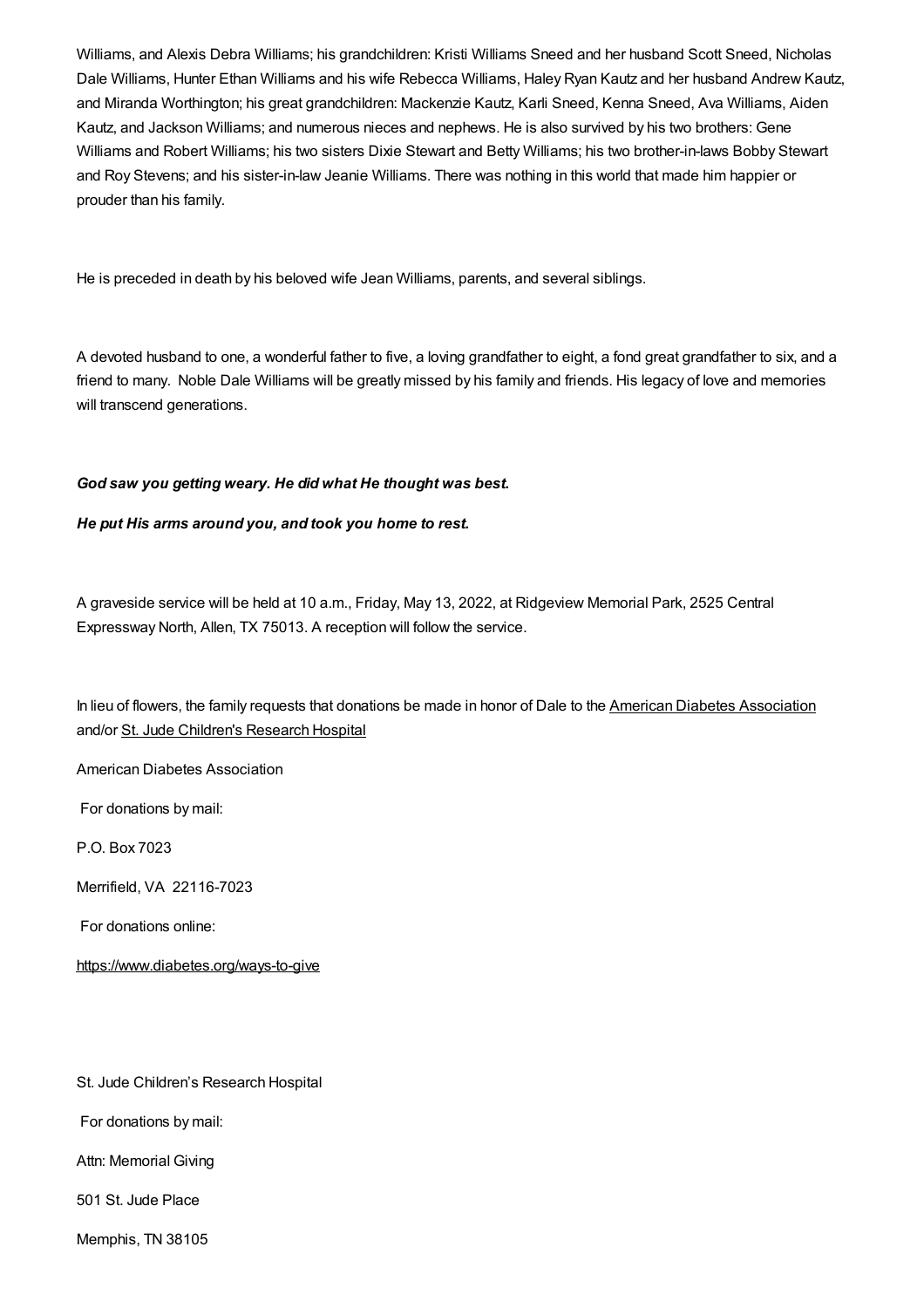Williams, and Alexis Debra Williams; his grandchildren: Kristi Williams Sneed and her husband Scott Sneed, Nicholas Dale Williams, Hunter Ethan Williams and his wife Rebecca Williams, Haley Ryan Kautz and her husband Andrew Kautz, and Miranda Worthington; his great grandchildren: Mackenzie Kautz, Karli Sneed, Kenna Sneed, Ava Williams, Aiden Kautz, and Jackson Williams; and numerous nieces and nephews. He is also survived by his two brothers: Gene Williams and Robert Williams; his two sisters Dixie Stewart and Betty Williams; his two brother-in-laws Bobby Stewart and Roy Stevens; and his sister-in-law Jeanie Williams. There was nothing in this world that made him happier or prouder than his family.

He is preceded in death by his beloved wife Jean Williams, parents, and several siblings.

A devoted husband to one, a wonderful father to five, a loving grandfather to eight, a fond great grandfather to six, and a friend to many. Noble Dale Williams will be greatly missed by his family and friends. His legacy of love and memories will transcend generations.

***God saw you getting weary. He did what He thought was best.***

***He put His arms around you, and took you home to rest.***

A graveside service will be held at 10 a.m., Friday, May 13, 2022, at Ridgeview Memorial Park, 2525 Central Expressway North, Allen, TX 75013. A reception will follow the service.

In lieu of flowers, the family requests that donations be made in honor of Dale to the American Diabetes Association and/or St. Jude Children's Research Hospital

American Diabetes Association

For donations by mail:

P.O. Box 7023

Merrifield, VA 22116-7023

For donations online:

https://www.diabetes.org/ways-to-give

St. Jude Children's Research Hospital

For donations by mail:

Attn: Memorial Giving

501 St. Jude Place

Memphis, TN 38105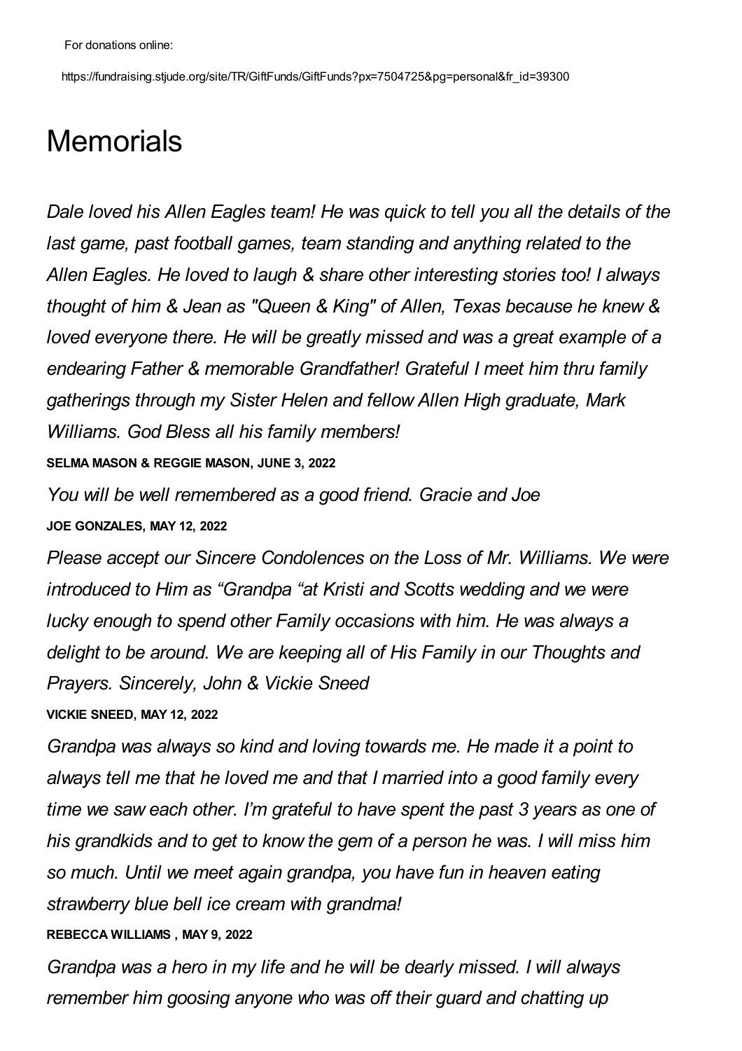For donations online:

https://fundraising.stjude.org/site/TR/GiftFunds/GiftFunds?px=7504725&pg=personal&fr_id=39300

# Memorials

*Dale loved his Allen Eagles team! He was quick to tell you all the details of the last game, past football games, team standing and anything related to the Allen Eagles. He loved to laugh & share other interesting stories too! I always thought of him & Jean as "Queen & King" of Allen, Texas because he knew & loved everyone there. He will be greatly missed and was a great example of a endearing Father & memorable Grandfather! Grateful I meet him thru family gatherings through my Sister Helen and fellow Allen High graduate, Mark Williams. God Bless all his family members!*

**SELMA MASON & REGGIE MASON, JUNE 3, 2022**

*You will be well remembered as a good friend. Gracie and Joe*

**JOE GONZALES, MAY 12, 2022**

*Please accept our Sincere Condolences on the Loss of Mr. Williams. We were introduced to Him as "Grandpa "at Kristi and Scotts wedding and we were lucky enough to spend other Family occasions with him. He was always a delight to be around. We are keeping all of His Family in our Thoughts and Prayers. Sincerely, John & Vickie Sneed*

**VICKIE SNEED, MAY 12, 2022**

*Grandpa was always so kind and loving towards me. He made it a point to always tell me that he loved me and that I married into a good family every time we saw each other. I'm grateful to have spent the past 3 years as one of his grandkids and to get to know the gem of a person he was. I will miss him so much. Until we meet again grandpa, you have fun in heaven eating strawberry blue bell ice cream with grandma!*

**REBECCA WILLIAMS , MAY 9, 2022**

*Grandpa was a hero in my life and he will be dearly missed. I will always remember him goosing anyone who was off their guard and chatting up*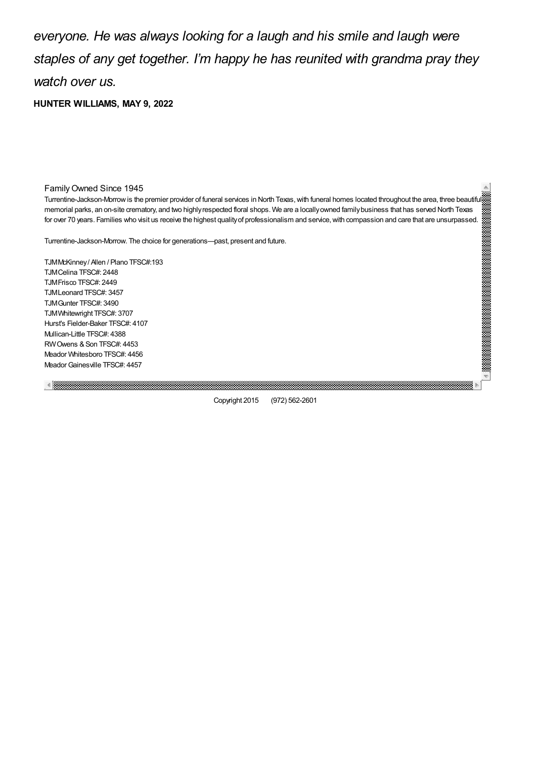*everyone. He was always looking for a laugh and his smile and laugh were staples of any get together. I'm happy he has reunited with grandma pray they watch over us.*

**HUNTER WILLIAMS, MAY 9, 2022**

Family Owned Since 1945

Turrentine-Jackson-Morrow is the premier provider of funeral services in North Texas, with funeral homes located throughout the area, three beautiful memorial parks, an on-site crematory, and two highly respected floral shops. We are a locally owned family business that has served North Texas for over 70 years. Families who visit us receive the highest quality of professionalism and service, with compassion and care that are unsurpassed.

Turrentine-Jackson-Morrow. The choice for generations—past, present and future.

TJM McKinney / Allen / Plano TFSC#:193
TJM Celina TFSC#: 2448
TJM Frisco TFSC#: 2449
TJM Leonard TFSC#: 3457
TJM Gunter TFSC#: 3490
TJM Whitewright TFSC#: 3707
Hurst's Fielder-Baker TFSC#: 4107
Mullican-Little TFSC#: 4388
RW Owens & Son TFSC#: 4453
Meador Whitesboro TFSC#: 4456
Meador Gainesville TFSC#: 4457

Copyright 2015 (972) 562-2601